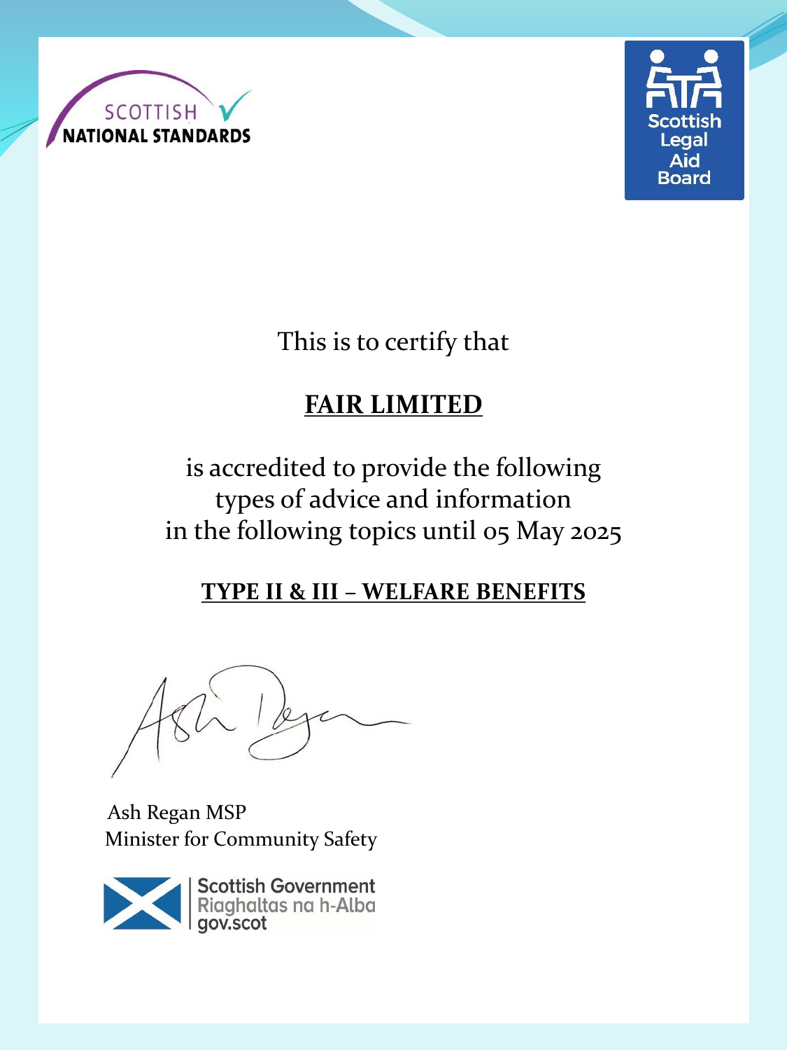SCOTTISH NATIONAL STANDARDS

Scottish Legal Aid Board

This is to certify that

**FAIR LIMITED**

is accredited to provide the following types of advice and information in the following topics until 05 May 2025

**TYPE II & III – WELFARE BENEFITS**

Ash Regan MSP
Minister for Community Safety

Scottish Government
Riaghaltas na h-Alba
gov.scot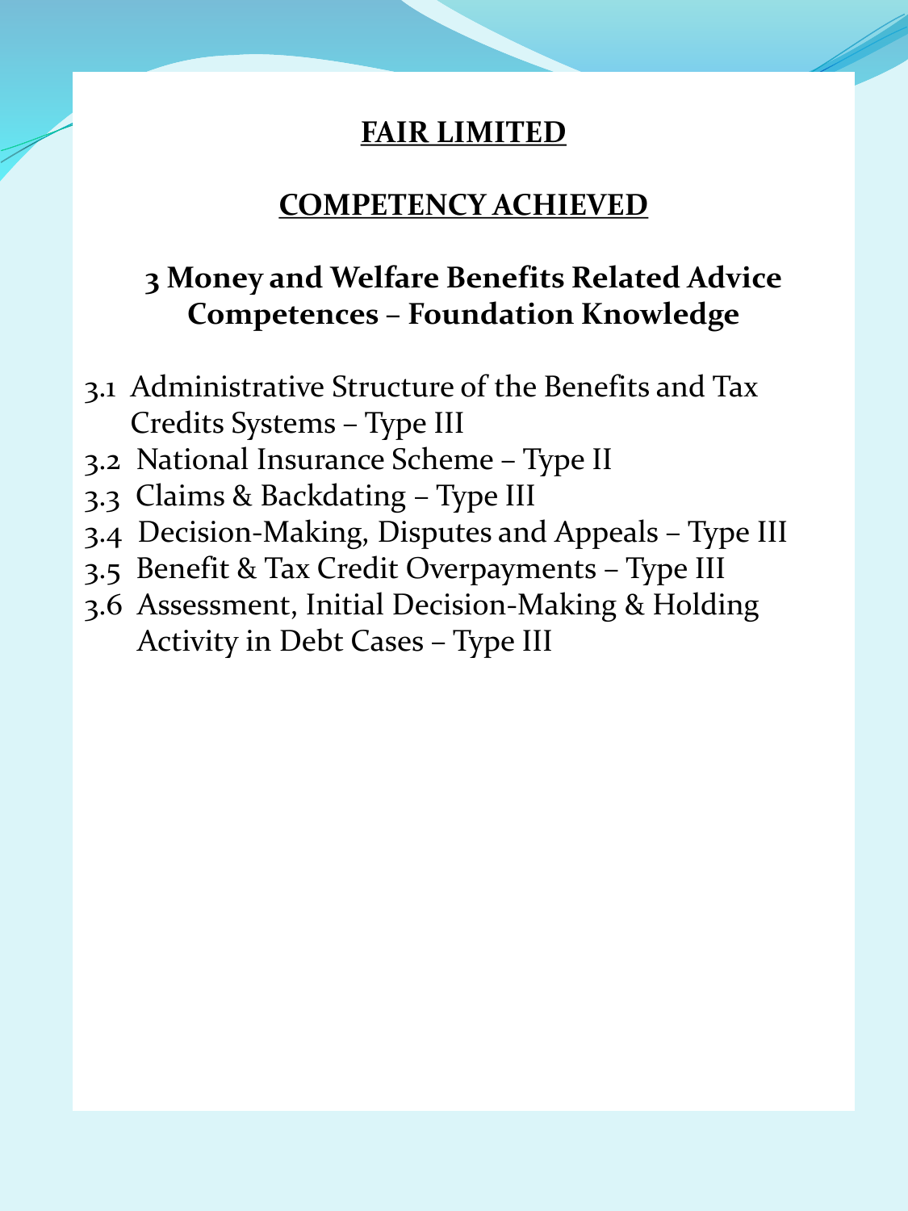# FAIR LIMITED

## COMPETENCY ACHIEVED

### 3 Money and Welfare Benefits Related Advice Competences – Foundation Knowledge

- 3.1 Administrative Structure of the Benefits and Tax Credits Systems – Type III
- 3.2 National Insurance Scheme – Type II
- 3.3 Claims & Backdating – Type III
- 3.4 Decision-Making, Disputes and Appeals – Type III
- 3.5 Benefit & Tax Credit Overpayments – Type III
- 3.6 Assessment, Initial Decision-Making & Holding Activity in Debt Cases – Type III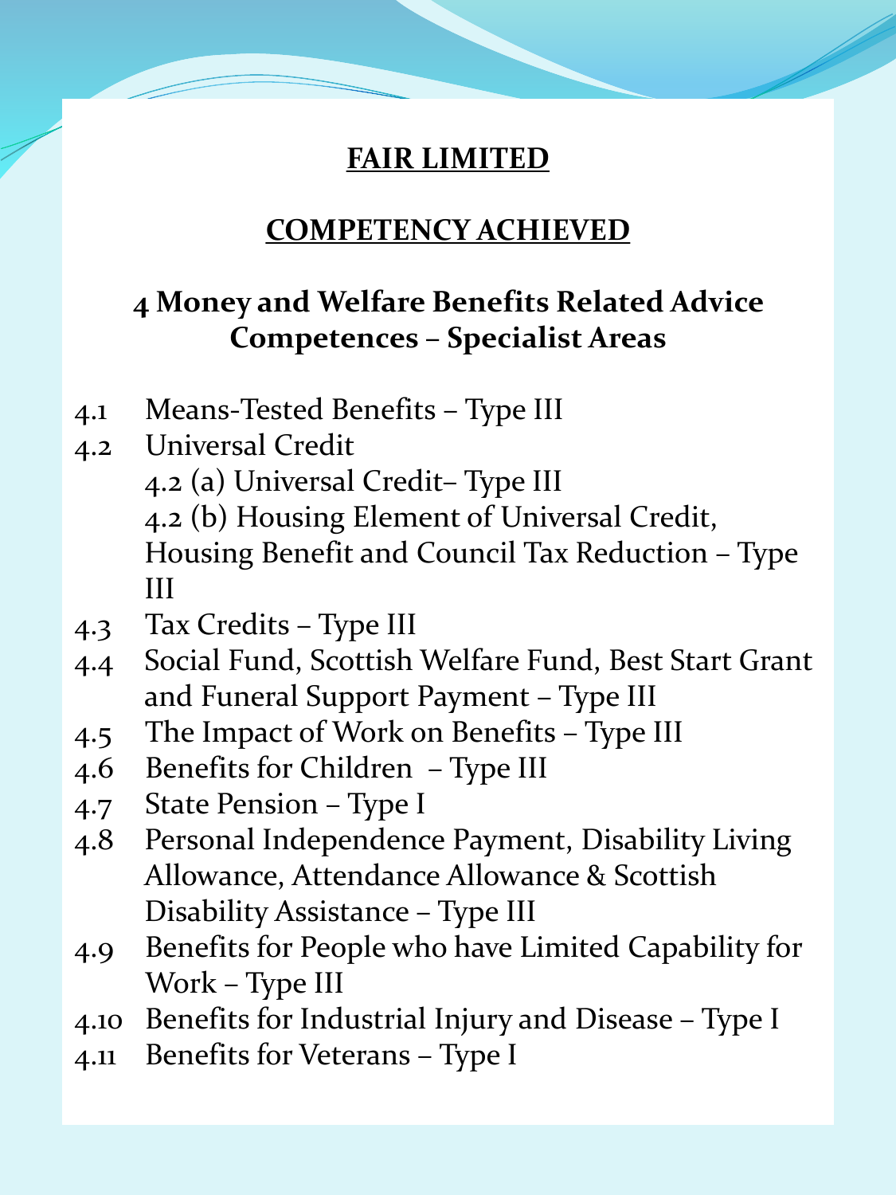# FAIR LIMITED

## COMPETENCY ACHIEVED

### 4 Money and Welfare Benefits Related Advice Competences – Specialist Areas

- 4.1 Means-Tested Benefits – Type III
- 4.2 Universal Credit
  - 4.2 (a) Universal Credit– Type III
  - 4.2 (b) Housing Element of Universal Credit, Housing Benefit and Council Tax Reduction – Type III
- 4.3 Tax Credits – Type III
- 4.4 Social Fund, Scottish Welfare Fund, Best Start Grant and Funeral Support Payment – Type III
- 4.5 The Impact of Work on Benefits – Type III
- 4.6 Benefits for Children – Type III
- 4.7 State Pension – Type I
- 4.8 Personal Independence Payment, Disability Living Allowance, Attendance Allowance & Scottish Disability Assistance – Type III
- 4.9 Benefits for People who have Limited Capability for Work – Type III
- 4.10 Benefits for Industrial Injury and Disease – Type I
- 4.11 Benefits for Veterans – Type I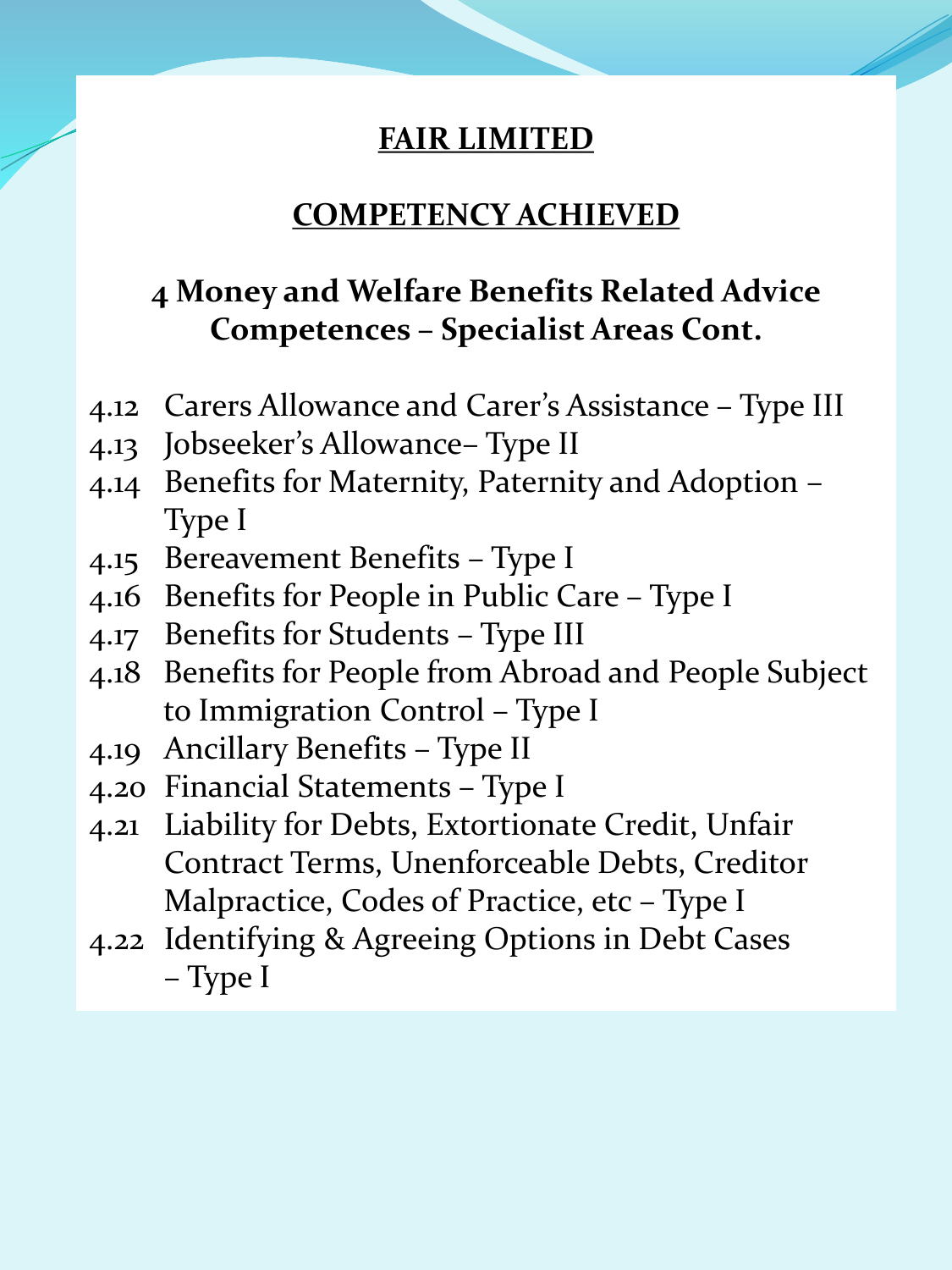# FAIR LIMITED

## COMPETENCY ACHIEVED

### 4 Money and Welfare Benefits Related Advice Competences – Specialist Areas Cont.

- 4.12 Carers Allowance and Carer's Assistance – Type III
- 4.13 Jobseeker's Allowance– Type II
- 4.14 Benefits for Maternity, Paternity and Adoption – Type I
- 4.15 Bereavement Benefits – Type I
- 4.16 Benefits for People in Public Care – Type I
- 4.17 Benefits for Students – Type III
- 4.18 Benefits for People from Abroad and People Subject to Immigration Control – Type I
- 4.19 Ancillary Benefits – Type II
- 4.20 Financial Statements – Type I
- 4.21 Liability for Debts, Extortionate Credit, Unfair Contract Terms, Unenforceable Debts, Creditor Malpractice, Codes of Practice, etc – Type I
- 4.22 Identifying & Agreeing Options in Debt Cases – Type I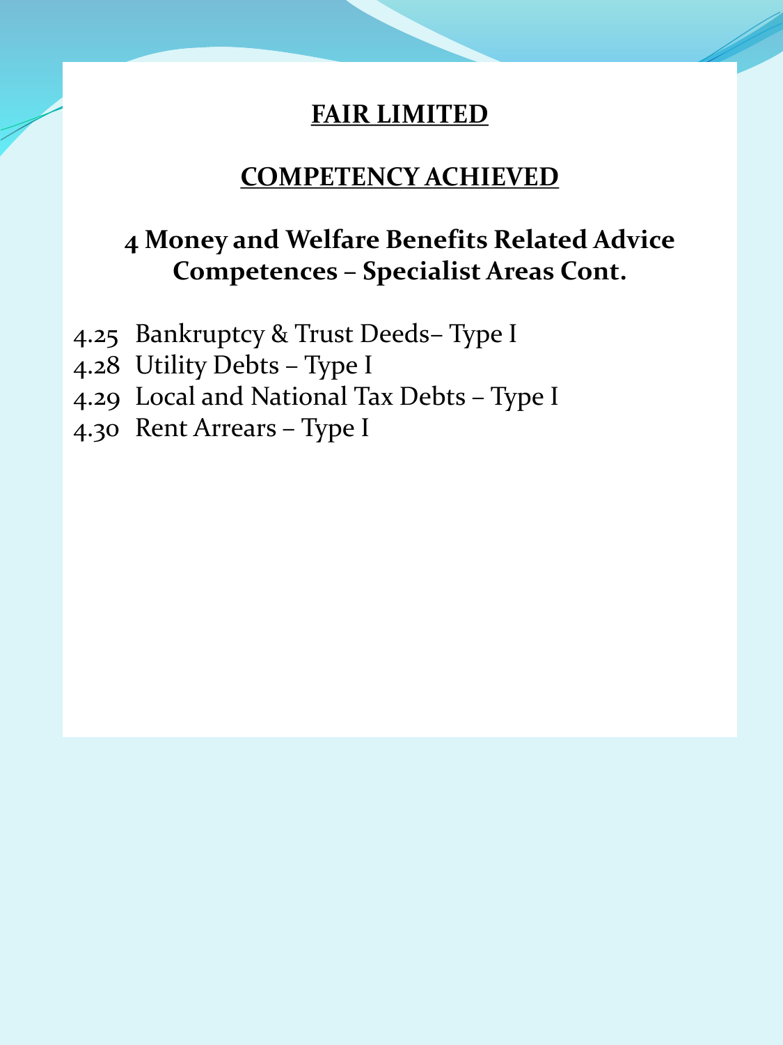# FAIR LIMITED

## COMPETENCY ACHIEVED

### 4 Money and Welfare Benefits Related Advice Competences – Specialist Areas Cont.

4.25 Bankruptcy & Trust Deeds– Type I
4.28 Utility Debts – Type I
4.29 Local and National Tax Debts – Type I
4.30 Rent Arrears – Type I